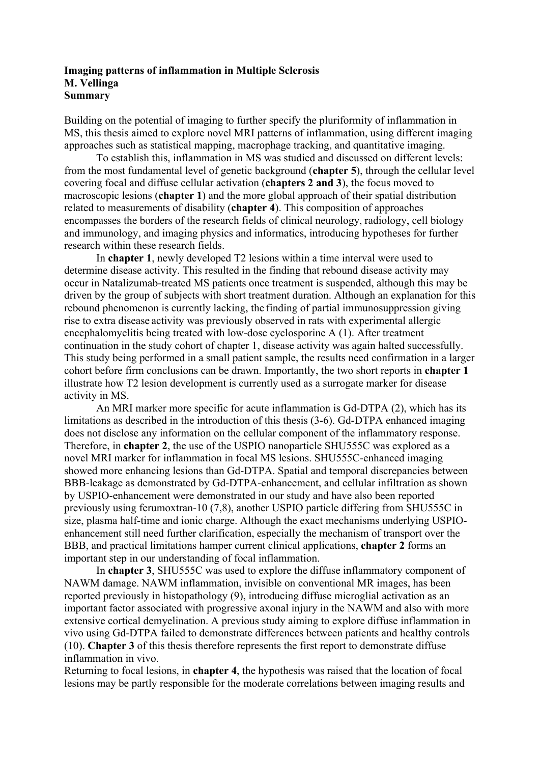**Imaging patterns of inflammation in Multiple Sclerosis**
**M. Vellinga**
**Summary**

Building on the potential of imaging to further specify the pluriformity of inflammation in MS, this thesis aimed to explore novel MRI patterns of inflammation, using different imaging approaches such as statistical mapping, macrophage tracking, and quantitative imaging.

To establish this, inflammation in MS was studied and discussed on different levels: from the most fundamental level of genetic background (**chapter 5**), through the cellular level covering focal and diffuse cellular activation (**chapters 2 and 3**), the focus moved to macroscopic lesions (**chapter 1**) and the more global approach of their spatial distribution related to measurements of disability (**chapter 4**). This composition of approaches encompasses the borders of the research fields of clinical neurology, radiology, cell biology and immunology, and imaging physics and informatics, introducing hypotheses for further research within these research fields.

In **chapter 1**, newly developed T2 lesions within a time interval were used to determine disease activity. This resulted in the finding that rebound disease activity may occur in Natalizumab-treated MS patients once treatment is suspended, although this may be driven by the group of subjects with short treatment duration. Although an explanation for this rebound phenomenon is currently lacking, the finding of partial immunosuppression giving rise to extra disease activity was previously observed in rats with experimental allergic encephalomyelitis being treated with low-dose cyclosporine A (1). After treatment continuation in the study cohort of chapter 1, disease activity was again halted successfully. This study being performed in a small patient sample, the results need confirmation in a larger cohort before firm conclusions can be drawn. Importantly, the two short reports in **chapter 1** illustrate how T2 lesion development is currently used as a surrogate marker for disease activity in MS.

An MRI marker more specific for acute inflammation is Gd-DTPA (2), which has its limitations as described in the introduction of this thesis (3-6). Gd-DTPA enhanced imaging does not disclose any information on the cellular component of the inflammatory response. Therefore, in **chapter 2**, the use of the USPIO nanoparticle SHU555C was explored as a novel MRI marker for inflammation in focal MS lesions. SHU555C-enhanced imaging showed more enhancing lesions than Gd-DTPA. Spatial and temporal discrepancies between BBB-leakage as demonstrated by Gd-DTPA-enhancement, and cellular infiltration as shown by USPIO-enhancement were demonstrated in our study and have also been reported previously using ferumoxtran-10 (7,8), another USPIO particle differing from SHU555C in size, plasma half-time and ionic charge. Although the exact mechanisms underlying USPIO-enhancement still need further clarification, especially the mechanism of transport over the BBB, and practical limitations hamper current clinical applications, **chapter 2** forms an important step in our understanding of focal inflammation.

In **chapter 3**, SHU555C was used to explore the diffuse inflammatory component of NAWM damage. NAWM inflammation, invisible on conventional MR images, has been reported previously in histopathology (9), introducing diffuse microglial activation as an important factor associated with progressive axonal injury in the NAWM and also with more extensive cortical demyelination. A previous study aiming to explore diffuse inflammation in vivo using Gd-DTPA failed to demonstrate differences between patients and healthy controls (10). **Chapter 3** of this thesis therefore represents the first report to demonstrate diffuse inflammation in vivo.

Returning to focal lesions, in **chapter 4**, the hypothesis was raised that the location of focal lesions may be partly responsible for the moderate correlations between imaging results and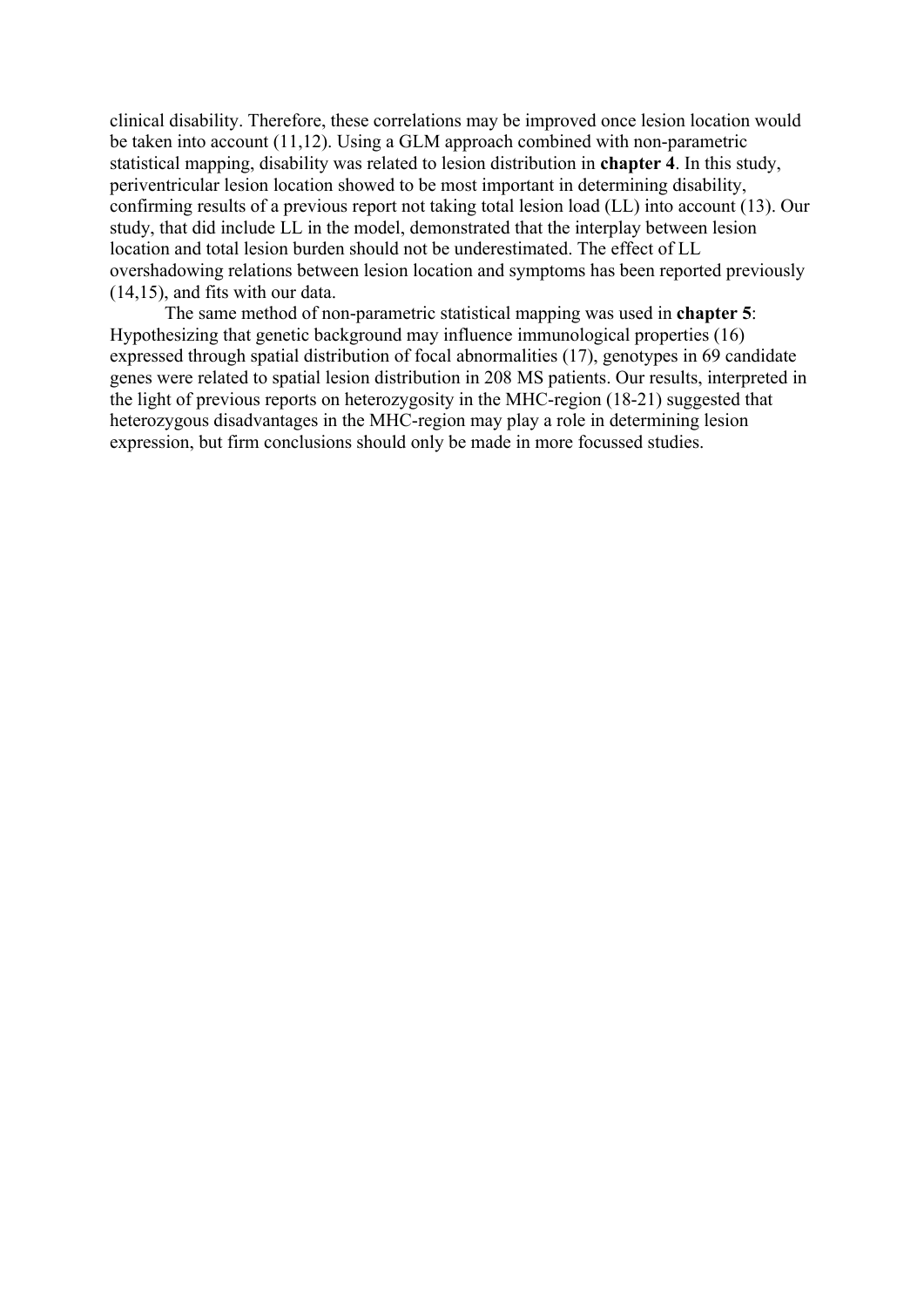clinical disability. Therefore, these correlations may be improved once lesion location would be taken into account (11,12). Using a GLM approach combined with non-parametric statistical mapping, disability was related to lesion distribution in **chapter 4**. In this study, periventricular lesion location showed to be most important in determining disability, confirming results of a previous report not taking total lesion load (LL) into account (13). Our study, that did include LL in the model, demonstrated that the interplay between lesion location and total lesion burden should not be underestimated. The effect of LL overshadowing relations between lesion location and symptoms has been reported previously (14,15), and fits with our data.

The same method of non-parametric statistical mapping was used in **chapter 5**: Hypothesizing that genetic background may influence immunological properties (16) expressed through spatial distribution of focal abnormalities (17), genotypes in 69 candidate genes were related to spatial lesion distribution in 208 MS patients. Our results, interpreted in the light of previous reports on heterozygosity in the MHC-region (18-21) suggested that heterozygous disadvantages in the MHC-region may play a role in determining lesion expression, but firm conclusions should only be made in more focussed studies.